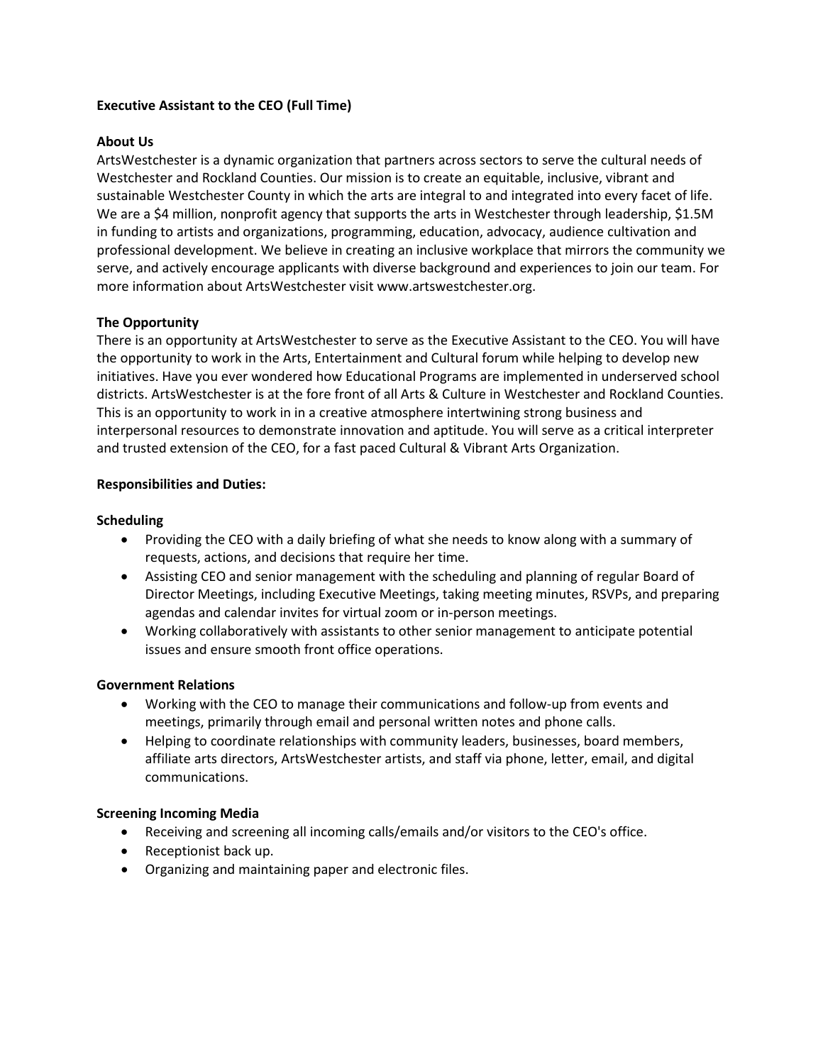**Executive Assistant to the CEO (Full Time)**

**About Us**

ArtsWestchester is a dynamic organization that partners across sectors to serve the cultural needs of Westchester and Rockland Counties. Our mission is to create an equitable, inclusive, vibrant and sustainable Westchester County in which the arts are integral to and integrated into every facet of life. We are a $4 million, nonprofit agency that supports the arts in Westchester through leadership, $1.5M in funding to artists and organizations, programming, education, advocacy, audience cultivation and professional development. We believe in creating an inclusive workplace that mirrors the community we serve, and actively encourage applicants with diverse background and experiences to join our team. For more information about ArtsWestchester visit www.artswestchester.org.

**The Opportunity**

There is an opportunity at ArtsWestchester to serve as the Executive Assistant to the CEO. You will have the opportunity to work in the Arts, Entertainment and Cultural forum while helping to develop new initiatives. Have you ever wondered how Educational Programs are implemented in underserved school districts. ArtsWestchester is at the fore front of all Arts & Culture in Westchester and Rockland Counties. This is an opportunity to work in in a creative atmosphere intertwining strong business and interpersonal resources to demonstrate innovation and aptitude. You will serve as a critical interpreter and trusted extension of the CEO, for a fast paced Cultural & Vibrant Arts Organization.

**Responsibilities and Duties:**

**Scheduling**

- Providing the CEO with a daily briefing of what she needs to know along with a summary of requests, actions, and decisions that require her time.
- Assisting CEO and senior management with the scheduling and planning of regular Board of Director Meetings, including Executive Meetings, taking meeting minutes, RSVPs, and preparing agendas and calendar invites for virtual zoom or in-person meetings.
- Working collaboratively with assistants to other senior management to anticipate potential issues and ensure smooth front office operations.

**Government Relations**

- Working with the CEO to manage their communications and follow-up from events and meetings, primarily through email and personal written notes and phone calls.
- Helping to coordinate relationships with community leaders, businesses, board members, affiliate arts directors, ArtsWestchester artists, and staff via phone, letter, email, and digital communications.

**Screening Incoming Media**

- Receiving and screening all incoming calls/emails and/or visitors to the CEO's office.
- Receptionist back up.
- Organizing and maintaining paper and electronic files.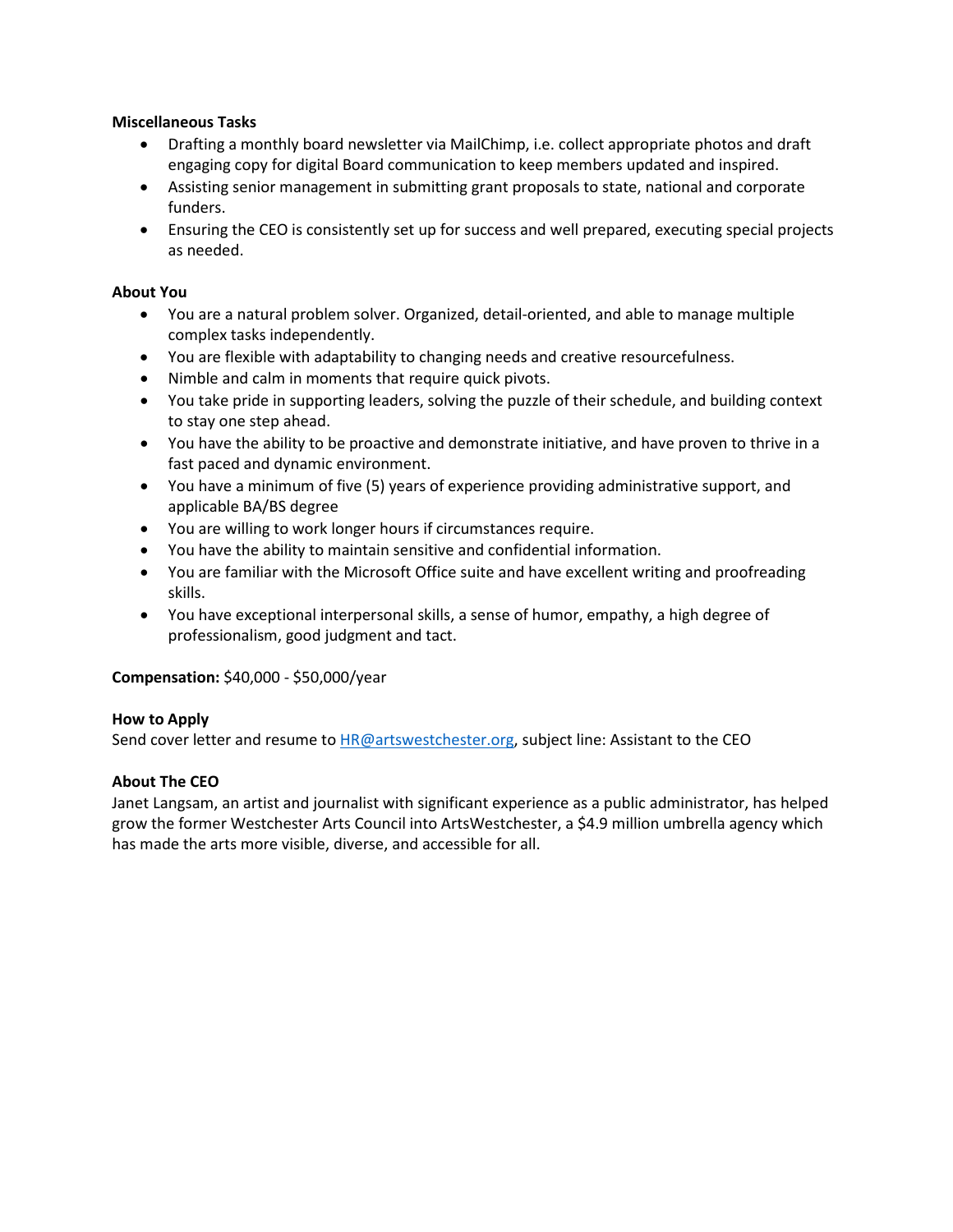**Miscellaneous Tasks**

- Drafting a monthly board newsletter via MailChimp, i.e. collect appropriate photos and draft engaging copy for digital Board communication to keep members updated and inspired.
- Assisting senior management in submitting grant proposals to state, national and corporate funders.
- Ensuring the CEO is consistently set up for success and well prepared, executing special projects as needed.

**About You**

- You are a natural problem solver. Organized, detail-oriented, and able to manage multiple complex tasks independently.
- You are flexible with adaptability to changing needs and creative resourcefulness.
- Nimble and calm in moments that require quick pivots.
- You take pride in supporting leaders, solving the puzzle of their schedule, and building context to stay one step ahead.
- You have the ability to be proactive and demonstrate initiative, and have proven to thrive in a fast paced and dynamic environment.
- You have a minimum of five (5) years of experience providing administrative support, and applicable BA/BS degree
- You are willing to work longer hours if circumstances require.
- You have the ability to maintain sensitive and confidential information.
- You are familiar with the Microsoft Office suite and have excellent writing and proofreading skills.
- You have exceptional interpersonal skills, a sense of humor, empathy, a high degree of professionalism, good judgment and tact.

**Compensation:** $40,000 - $50,000/year

**How to Apply**

Send cover letter and resume to HR@artswestchester.org, subject line: Assistant to the CEO

**About The CEO**

Janet Langsam, an artist and journalist with significant experience as a public administrator, has helped grow the former Westchester Arts Council into ArtsWestchester, a $4.9 million umbrella agency which has made the arts more visible, diverse, and accessible for all.